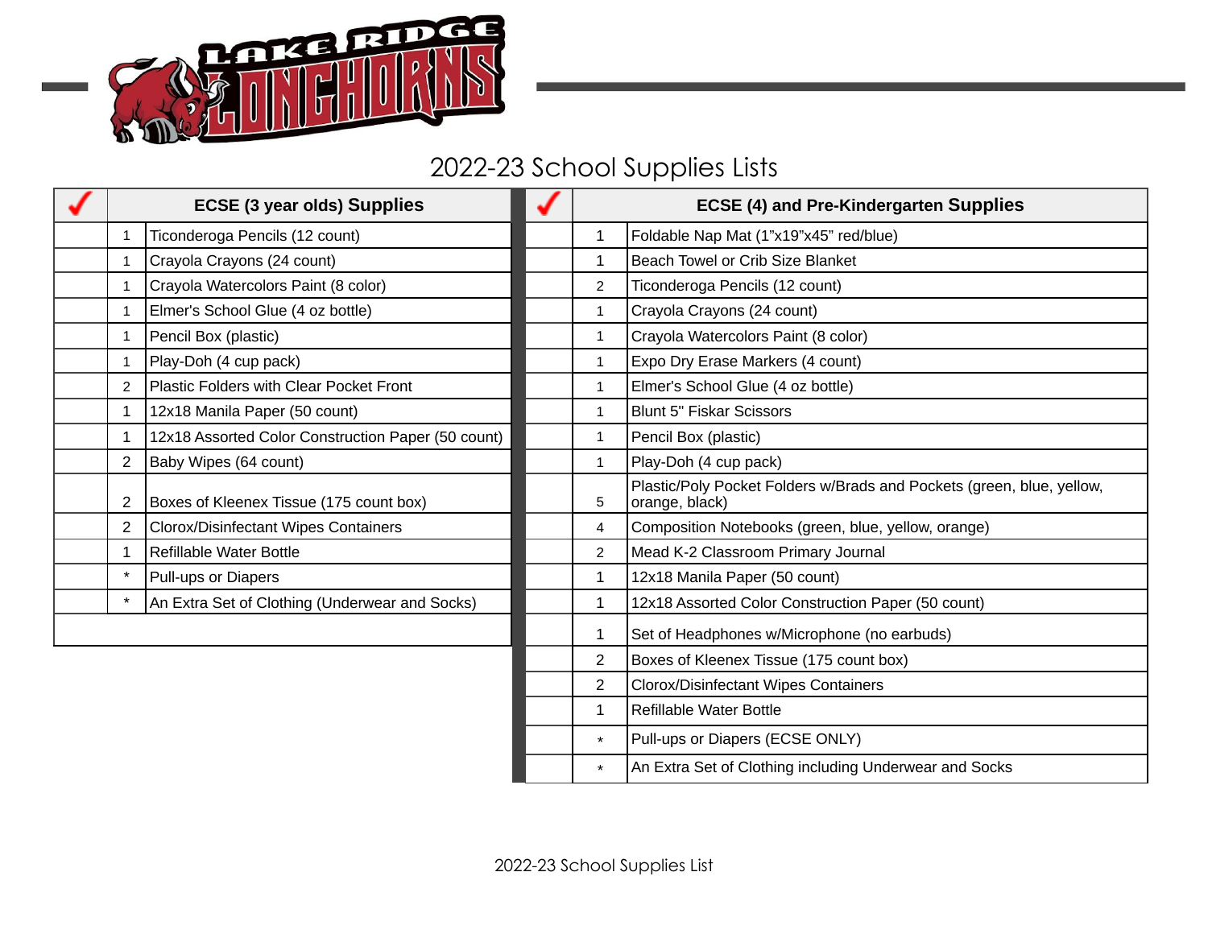# 2022-23 School Supplies Lists

| ✓ | | ECSE (3 year olds) Supplies |
|---|---|---|
| | 1 | Ticonderoga Pencils (12 count) |
| | 1 | Crayola Crayons (24 count) |
| | 1 | Crayola Watercolors Paint (8 color) |
| | 1 | Elmer's School Glue (4 oz bottle) |
| | 1 | Pencil Box (plastic) |
| | 1 | Play-Doh (4 cup pack) |
| | 2 | Plastic Folders with Clear Pocket Front |
| | 1 | 12x18 Manila Paper (50 count) |
| | 1 | 12x18 Assorted Color Construction Paper (50 count) |
| | 2 | Baby Wipes (64 count) |
| | 2 | Boxes of Kleenex Tissue (175 count box) |
| | 2 | Clorox/Disinfectant Wipes Containers |
| | 1 | Refillable Water Bottle |
| | * | Pull-ups or Diapers |
| | * | An Extra Set of Clothing (Underwear and Socks) |

| ✓ | | ECSE (4) and Pre-Kindergarten Supplies |
|---|---|---|
| | 1 | Foldable Nap Mat (1”x19”x45” red/blue) |
| | 1 | Beach Towel or Crib Size Blanket |
| | 2 | Ticonderoga Pencils (12 count) |
| | 1 | Crayola Crayons (24 count) |
| | 1 | Crayola Watercolors Paint (8 color) |
| | 1 | Expo Dry Erase Markers (4 count) |
| | 1 | Elmer's School Glue (4 oz bottle) |
| | 1 | Blunt 5" Fiskar Scissors |
| | 1 | Pencil Box (plastic) |
| | 1 | Play-Doh (4 cup pack) |
| | 5 | Plastic/Poly Pocket Folders w/Brads and Pockets (green, blue, yellow, orange, black) |
| | 4 | Composition Notebooks (green, blue, yellow, orange) |
| | 2 | Mead K-2 Classroom Primary Journal |
| | 1 | 12x18 Manila Paper (50 count) |
| | 1 | 12x18 Assorted Color Construction Paper (50 count) |
| | 1 | Set of Headphones w/Microphone (no earbuds) |
| | 2 | Boxes of Kleenex Tissue (175 count box) |
| | 2 | Clorox/Disinfectant Wipes Containers |
| | 1 | Refillable Water Bottle |
| | * | Pull-ups or Diapers (ECSE ONLY) |
| | * | An Extra Set of Clothing including Underwear and Socks |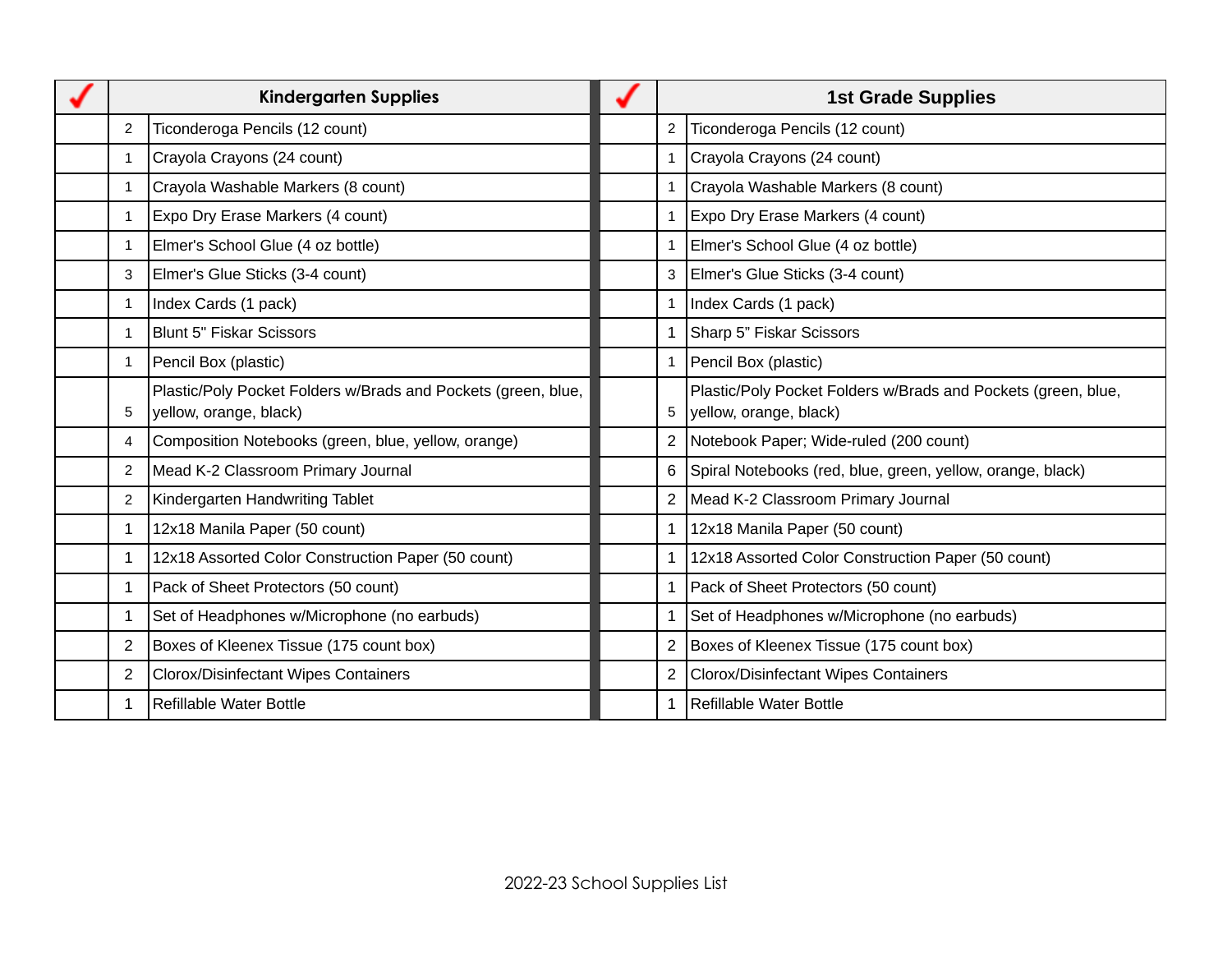| ✓ | Kindergarten Supplies | | ✓ | 1st Grade Supplies | |
|---|---|---|---|---|---|
| | 2 | Ticonderoga Pencils (12 count) | | 2 | Ticonderoga Pencils (12 count) |
| | 1 | Crayola Crayons (24 count) | | 1 | Crayola Crayons (24 count) |
| | 1 | Crayola Washable Markers (8 count) | | 1 | Crayola Washable Markers (8 count) |
| | 1 | Expo Dry Erase Markers (4 count) | | 1 | Expo Dry Erase Markers (4 count) |
| | 1 | Elmer's School Glue (4 oz bottle) | | 1 | Elmer's School Glue (4 oz bottle) |
| | 3 | Elmer's Glue Sticks (3-4 count) | | 3 | Elmer's Glue Sticks (3-4 count) |
| | 1 | Index Cards (1 pack) | | 1 | Index Cards (1 pack) |
| | 1 | Blunt 5" Fiskar Scissors | | 1 | Sharp 5" Fiskar Scissors |
| | 1 | Pencil Box (plastic) | | 1 | Pencil Box (plastic) |
| | 5 | Plastic/Poly Pocket Folders w/Brads and Pockets (green, blue, yellow, orange, black) | | 5 | Plastic/Poly Pocket Folders w/Brads and Pockets (green, blue, yellow, orange, black) |
| | 4 | Composition Notebooks (green, blue, yellow, orange) | | 2 | Notebook Paper; Wide-ruled (200 count) |
| | 2 | Mead K-2 Classroom Primary Journal | | 6 | Spiral Notebooks (red, blue, green, yellow, orange, black) |
| | 2 | Kindergarten Handwriting Tablet | | 2 | Mead K-2 Classroom Primary Journal |
| | 1 | 12x18 Manila Paper (50 count) | | 1 | 12x18 Manila Paper (50 count) |
| | 1 | 12x18 Assorted Color Construction Paper (50 count) | | 1 | 12x18 Assorted Color Construction Paper (50 count) |
| | 1 | Pack of Sheet Protectors (50 count) | | 1 | Pack of Sheet Protectors (50 count) |
| | 1 | Set of Headphones w/Microphone (no earbuds) | | 1 | Set of Headphones w/Microphone (no earbuds) |
| | 2 | Boxes of Kleenex Tissue (175 count box) | | 2 | Boxes of Kleenex Tissue (175 count box) |
| | 2 | Clorox/Disinfectant Wipes Containers | | 2 | Clorox/Disinfectant Wipes Containers |
| | 1 | Refillable Water Bottle | | 1 | Refillable Water Bottle |

2022-23 School Supplies List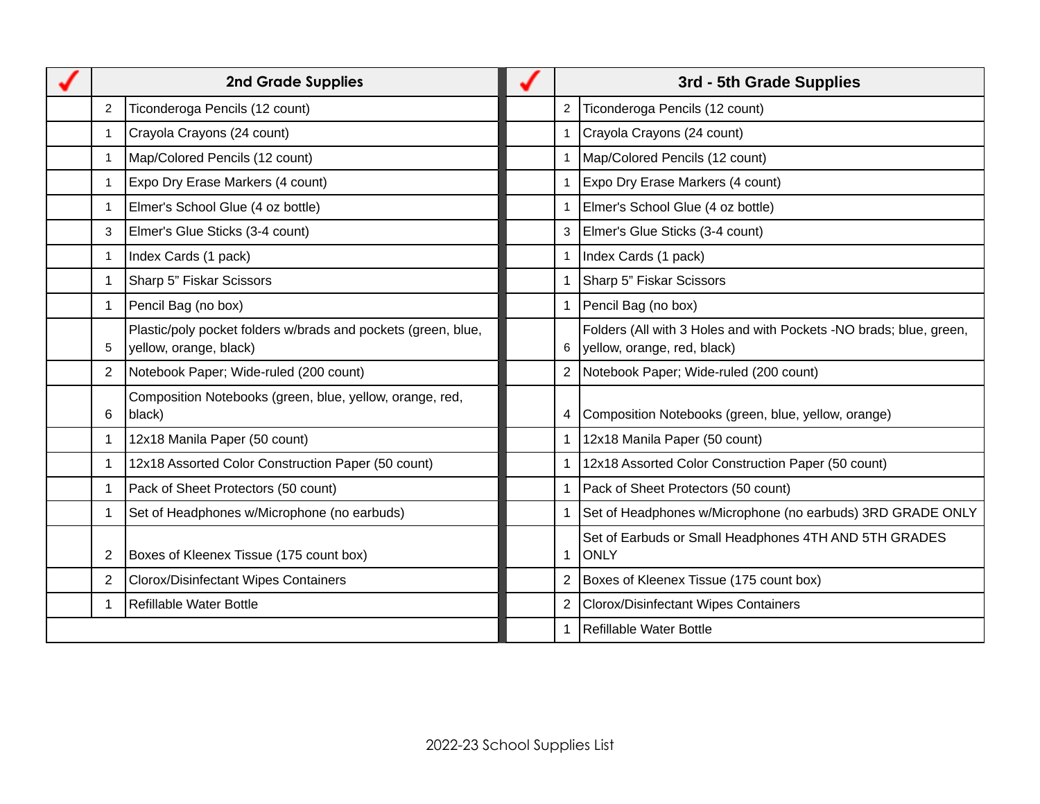| ✓ | 2nd Grade Supplies | | ✓ | 3rd - 5th Grade Supplies | |
|---|---|---|---|---|---|
| | 2 | Ticonderoga Pencils (12 count) | | 2 | Ticonderoga Pencils (12 count) |
| | 1 | Crayola Crayons (24 count) | | 1 | Crayola Crayons (24 count) |
| | 1 | Map/Colored Pencils (12 count) | | 1 | Map/Colored Pencils (12 count) |
| | 1 | Expo Dry Erase Markers (4 count) | | 1 | Expo Dry Erase Markers (4 count) |
| | 1 | Elmer's School Glue (4 oz bottle) | | 1 | Elmer's School Glue (4 oz bottle) |
| | 3 | Elmer's Glue Sticks (3-4 count) | | 3 | Elmer's Glue Sticks (3-4 count) |
| | 1 | Index Cards (1 pack) | | 1 | Index Cards (1 pack) |
| | 1 | Sharp 5" Fiskar Scissors | | 1 | Sharp 5" Fiskar Scissors |
| | 1 | Pencil Bag (no box) | | 1 | Pencil Bag (no box) |
| | 5 | Plastic/poly pocket folders w/brads and pockets (green, blue, yellow, orange, black) | | 6 | Folders (All with 3 Holes and with Pockets -NO brads; blue, green, yellow, orange, red, black) |
| | 2 | Notebook Paper; Wide-ruled (200 count) | | 2 | Notebook Paper; Wide-ruled (200 count) |
| | 6 | Composition Notebooks (green, blue, yellow, orange, red, black) | | 4 | Composition Notebooks (green, blue, yellow, orange) |
| | 1 | 12x18 Manila Paper (50 count) | | 1 | 12x18 Manila Paper (50 count) |
| | 1 | 12x18 Assorted Color Construction Paper (50 count) | | 1 | 12x18 Assorted Color Construction Paper (50 count) |
| | 1 | Pack of Sheet Protectors (50 count) | | 1 | Pack of Sheet Protectors (50 count) |
| | 1 | Set of Headphones w/Microphone (no earbuds) | | 1 | Set of Headphones w/Microphone (no earbuds) 3RD GRADE ONLY |
| | 2 | Boxes of Kleenex Tissue (175 count box) | | 1 | Set of Earbuds or Small Headphones 4TH AND 5TH GRADES ONLY |
| | 2 | Clorox/Disinfectant Wipes Containers | | 2 | Boxes of Kleenex Tissue (175 count box) |
| | 1 | Refillable Water Bottle | | 2 | Clorox/Disinfectant Wipes Containers |
| | | | | 1 | Refillable Water Bottle |

2022-23 School Supplies List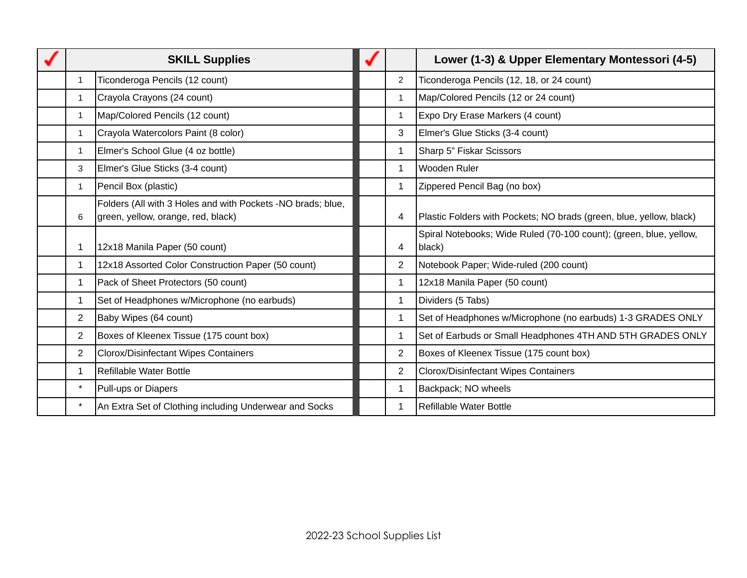| ✓ | | SKILL Supplies | ✓ | | Lower (1-3) & Upper Elementary Montessori (4-5) |
|---|---|---|---|---|---|
| | 1 | Ticonderoga Pencils (12 count) | | 2 | Ticonderoga Pencils (12, 18, or 24 count) |
| | 1 | Crayola Crayons (24 count) | | 1 | Map/Colored Pencils (12 or 24 count) |
| | 1 | Map/Colored Pencils (12 count) | | 1 | Expo Dry Erase Markers (4 count) |
| | 1 | Crayola Watercolors Paint (8 color) | | 3 | Elmer's Glue Sticks (3-4 count) |
| | 1 | Elmer's School Glue (4 oz bottle) | | 1 | Sharp 5" Fiskar Scissors |
| | 3 | Elmer's Glue Sticks (3-4 count) | | 1 | Wooden Ruler |
| | 1 | Pencil Box (plastic) | | 1 | Zippered Pencil Bag (no box) |
| | 6 | Folders (All with 3 Holes and with Pockets -NO brads; blue, green, yellow, orange, red, black) | | 4 | Plastic Folders with Pockets; NO brads (green, blue, yellow, black) |
| | 1 | 12x18 Manila Paper (50 count) | | 4 | Spiral Notebooks; Wide Ruled (70-100 count); (green, blue, yellow, black) |
| | 1 | 12x18 Assorted Color Construction Paper (50 count) | | 2 | Notebook Paper; Wide-ruled (200 count) |
| | 1 | Pack of Sheet Protectors (50 count) | | 1 | 12x18 Manila Paper (50 count) |
| | 1 | Set of Headphones w/Microphone (no earbuds) | | 1 | Dividers (5 Tabs) |
| | 2 | Baby Wipes (64 count) | | 1 | Set of Headphones w/Microphone (no earbuds) 1-3 GRADES ONLY |
| | 2 | Boxes of Kleenex Tissue (175 count box) | | 1 | Set of Earbuds or Small Headphones 4TH AND 5TH GRADES ONLY |
| | 2 | Clorox/Disinfectant Wipes Containers | | 2 | Boxes of Kleenex Tissue (175 count box) |
| | 1 | Refillable Water Bottle | | 2 | Clorox/Disinfectant Wipes Containers |
| | * | Pull-ups or Diapers | | 1 | Backpack; NO wheels |
| | * | An Extra Set of Clothing including Underwear and Socks | | 1 | Refillable Water Bottle |

2022-23 School Supplies List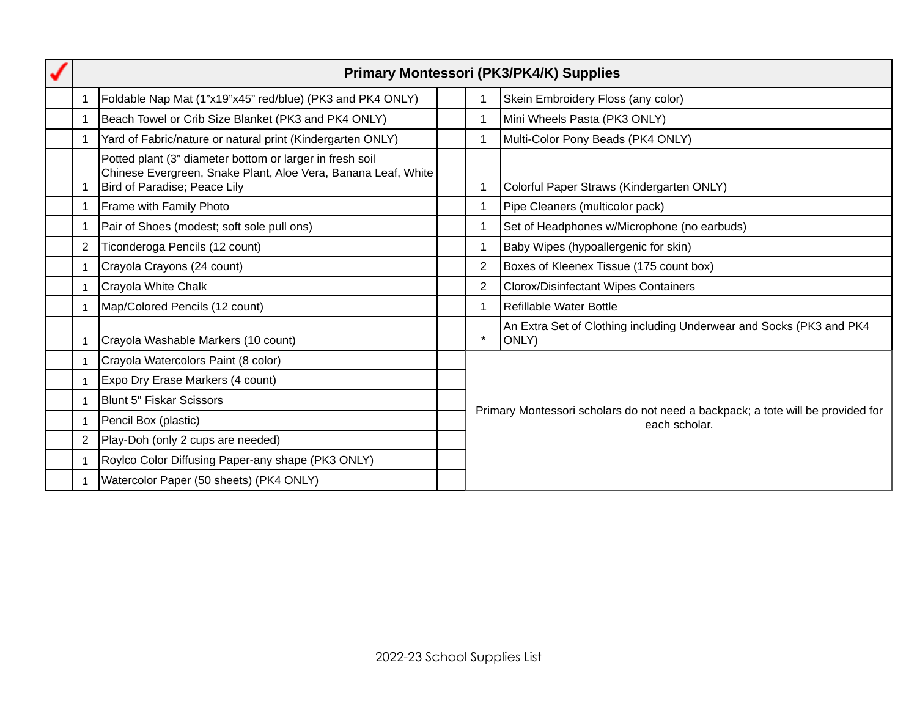| ✓ | Primary Montessori (PK3/PK4/K) Supplies | | | | |
|---|---|---|---|---|---|
| | 1 | Foldable Nap Mat (1"x19"x45" red/blue) (PK3 and PK4 ONLY) | | 1 | Skein Embroidery Floss (any color) |
| | 1 | Beach Towel or Crib Size Blanket (PK3 and PK4 ONLY) | | 1 | Mini Wheels Pasta (PK3 ONLY) |
| | 1 | Yard of Fabric/nature or natural print (Kindergarten ONLY) | | 1 | Multi-Color Pony Beads (PK4 ONLY) |
| | 1 | Potted plant (3" diameter bottom or larger in fresh soil Chinese Evergreen, Snake Plant, Aloe Vera, Banana Leaf, White Bird of Paradise; Peace Lily | | 1 | Colorful Paper Straws (Kindergarten ONLY) |
| | 1 | Frame with Family Photo | | 1 | Pipe Cleaners (multicolor pack) |
| | 1 | Pair of Shoes (modest; soft sole pull ons) | | 1 | Set of Headphones w/Microphone (no earbuds) |
| | 2 | Ticonderoga Pencils (12 count) | | 1 | Baby Wipes (hypoallergenic for skin) |
| | 1 | Crayola Crayons (24 count) | | 2 | Boxes of Kleenex Tissue (175 count box) |
| | 1 | Crayola White Chalk | | 2 | Clorox/Disinfectant Wipes Containers |
| | 1 | Map/Colored Pencils (12 count) | | 1 | Refillable Water Bottle |
| | 1 | Crayola Washable Markers (10 count) | | * | An Extra Set of Clothing including Underwear and Socks (PK3 and PK4 ONLY) |
| | 1 | Crayola Watercolors Paint (8 color) | | Primary Montessori scholars do not need a backpack; a tote will be provided for each scholar. | |
| | 1 | Expo Dry Erase Markers (4 count) | | | |
| | 1 | Blunt 5" Fiskar Scissors | | | |
| | 1 | Pencil Box (plastic) | | | |
| | 2 | Play-Doh (only 2 cups are needed) | | | |
| | 1 | Roylco Color Diffusing Paper-any shape (PK3 ONLY) | | | |
| | 1 | Watercolor Paper (50 sheets) (PK4 ONLY) | | | |

2022-23 School Supplies List